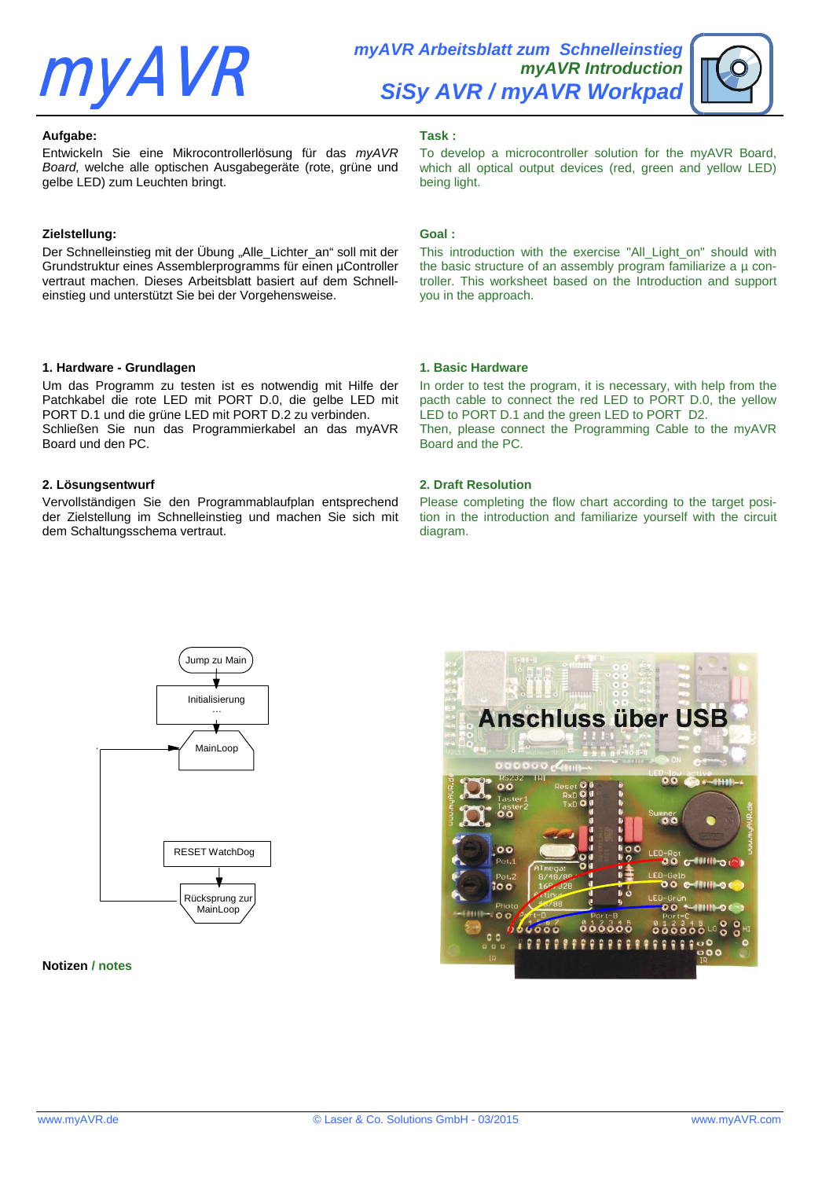# myAVR

**myAVR Arbeitsblatt zum Schnelleinstieg**
**myAVR Introduction**
## SiSy AVR / myAVR Workpad

**Aufgabe:**

Entwickeln Sie eine Mikrocontrollerlösung für das *myAVR Board,* welche alle optischen Ausgabegeräte (rote, grüne und gelbe LED) zum Leuchten bringt.

**Task :**

To develop a microcontroller solution for the myAVR Board, which all optical output devices (red, green and yellow LED) being light.

**Zielstellung:**

Der Schnelleinstieg mit der Übung „Alle_Lichter_an" soll mit der Grundstruktur eines Assemblerprogramms für einen µController vertraut machen. Dieses Arbeitsblatt basiert auf dem Schnell-einstieg und unterstützt Sie bei der Vorgehensweise.

**Goal :**

This introduction with the exercise "All_Light_on" should with the basic structure of an assembly program familiarize a µ con-troller. This worksheet based on the Introduction and support you in the approach.

**1. Hardware - Grundlagen**

Um das Programm zu testen ist es notwendig mit Hilfe der Patchkabel die rote LED mit PORT D.0, die gelbe LED mit PORT D.1 und die grüne LED mit PORT D.2 zu verbinden.
Schließen Sie nun das Programmierkabel an das myAVR Board und den PC.

**1. Basic Hardware**

In order to test the program, it is necessary, with help from the pacth cable to connect the red LED to PORT D.0, the yellow LED to PORT D.1 and the green LED to PORT D2.
Then, please connect the Programming Cable to the myAVR Board and the PC.

**2. Lösungsentwurf**

Vervollständigen Sie den Programmablaufplan entsprechend der Zielstellung im Schnelleinstieg und machen Sie sich mit dem Schaltungsschema vertraut.

**2. Draft Resolution**

Please completing the flow chart according to the target posi-tion in the introduction and familiarize yourself with the circuit diagram.

Jump zu Main → Initialisierung … → MainLoop → … → RESET WatchDog → Rücksprung zur MainLoop

Anschluss über USB

**Notizen / notes**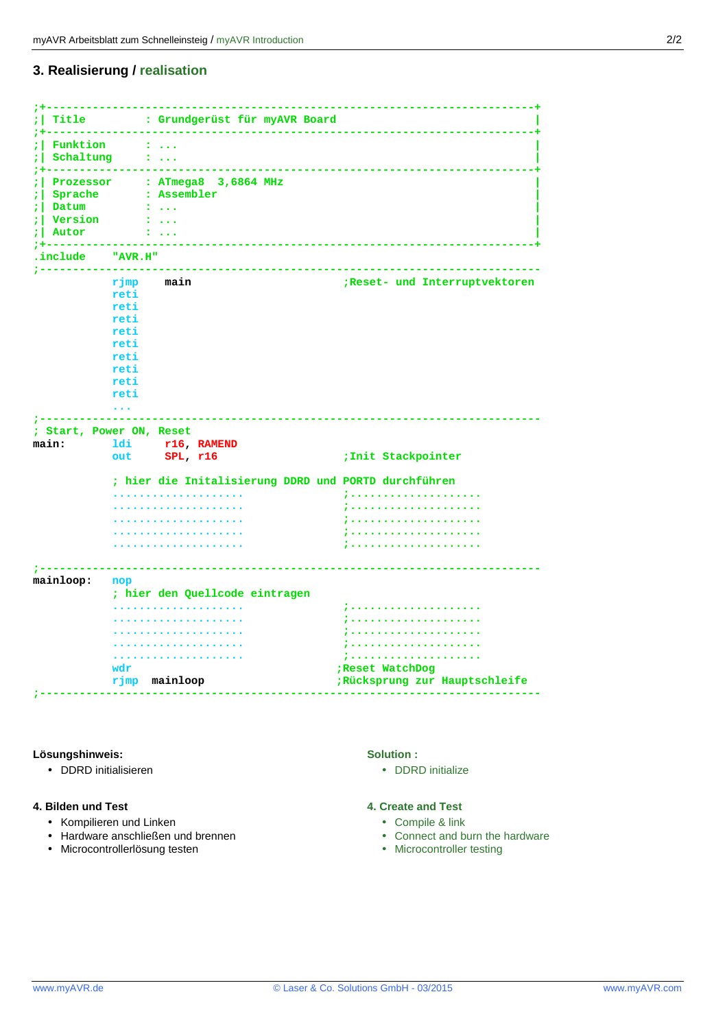## 3. Realisierung / realisation

```
;+----------------------------------------------------------------------------+
;| Title          : Grundgerüst für myAVR Board                               |
;+----------------------------------------------------------------------------+
;| Funktion       : ...                                                       |
;| Schaltung      : ...                                                       |
;+----------------------------------------------------------------------------+
;| Prozessor      : ATmega8  3,6864 MHz                                       |
;| Sprache        : Assembler                                                 |
;| Datum          : ...                                                       |
;| Version        : ...                                                       |
;| Autor          : ...                                                       |
;+----------------------------------------------------------------------------+
.include      "AVR.H"
;------------------------------------------------------------------------------
            rjmp    main                        ;Reset- und Interruptvektoren
            reti
            reti
            reti
            reti
            reti
            reti
            reti
            reti
            reti
            ...
;------------------------------------------------------------------------------
; Start, Power ON, Reset
main:       ldi     r16, RAMEND
            out     SPL, r16                    ;Init Stackpointer

            ; hier die Initalisierung DDRD und PORTD durchführen
            ....................                ;....................
            ....................                ;....................
            ....................                ;....................
            ....................                ;....................
            ....................                ;....................

;------------------------------------------------------------------------------
mainloop:   nop
            ; hier den Quellcode eintragen
            ....................                ;....................
            ....................                ;....................
            ....................                ;....................
            ....................                ;....................
            ....................                ;....................
            wdr                                ;Reset WatchDog
            rjmp  mainloop                     ;Rücksprung zur Hauptschleife
;------------------------------------------------------------------------------
```

**Lösungshinweis:**

- DDRD initialisieren

**Solution :**

- DDRD initialize

### 4. Bilden und Test

- Kompilieren und Linken
- Hardware anschließen und brennen
- Microcontrollerlösung testen

### 4. Create and Test

- Compile & link
- Connect and burn the hardware
- Microcontroller testing